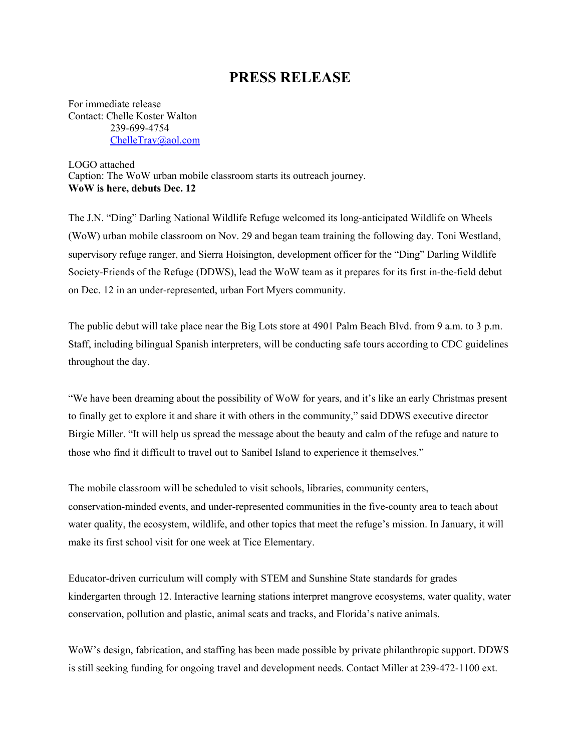# PRESS RELEASE

For immediate release
Contact: Chelle Koster Walton
239-699-4754
ChelleTrav@aol.com

LOGO attached
Caption: The WoW urban mobile classroom starts its outreach journey.
**WoW is here, debuts Dec. 12**

The J.N. "Ding" Darling National Wildlife Refuge welcomed its long-anticipated Wildlife on Wheels (WoW) urban mobile classroom on Nov. 29 and began team training the following day. Toni Westland, supervisory refuge ranger, and Sierra Hoisington, development officer for the "Ding" Darling Wildlife Society-Friends of the Refuge (DDWS), lead the WoW team as it prepares for its first in-the-field debut on Dec. 12 in an under-represented, urban Fort Myers community.

The public debut will take place near the Big Lots store at 4901 Palm Beach Blvd. from 9 a.m. to 3 p.m. Staff, including bilingual Spanish interpreters, will be conducting safe tours according to CDC guidelines throughout the day.

"We have been dreaming about the possibility of WoW for years, and it's like an early Christmas present to finally get to explore it and share it with others in the community," said DDWS executive director Birgie Miller. "It will help us spread the message about the beauty and calm of the refuge and nature to those who find it difficult to travel out to Sanibel Island to experience it themselves."

The mobile classroom will be scheduled to visit schools, libraries, community centers, conservation-minded events, and under-represented communities in the five-county area to teach about water quality, the ecosystem, wildlife, and other topics that meet the refuge's mission. In January, it will make its first school visit for one week at Tice Elementary.

Educator-driven curriculum will comply with STEM and Sunshine State standards for grades kindergarten through 12. Interactive learning stations interpret mangrove ecosystems, water quality, water conservation, pollution and plastic, animal scats and tracks, and Florida's native animals.

WoW's design, fabrication, and staffing has been made possible by private philanthropic support. DDWS is still seeking funding for ongoing travel and development needs. Contact Miller at 239-472-1100 ext.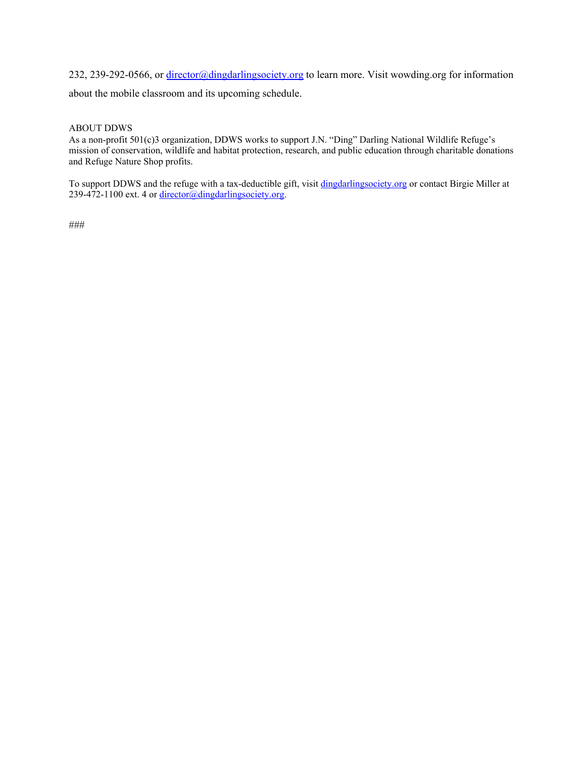232, 239-292-0566, or director@dingdarlingsociety.org to learn more. Visit wowding.org for information about the mobile classroom and its upcoming schedule.

ABOUT DDWS
As a non-profit 501(c)3 organization, DDWS works to support J.N. "Ding" Darling National Wildlife Refuge's mission of conservation, wildlife and habitat protection, research, and public education through charitable donations and Refuge Nature Shop profits.

To support DDWS and the refuge with a tax-deductible gift, visit dingdarlingsociety.org or contact Birgie Miller at 239-472-1100 ext. 4 or director@dingdarlingsociety.org.

###